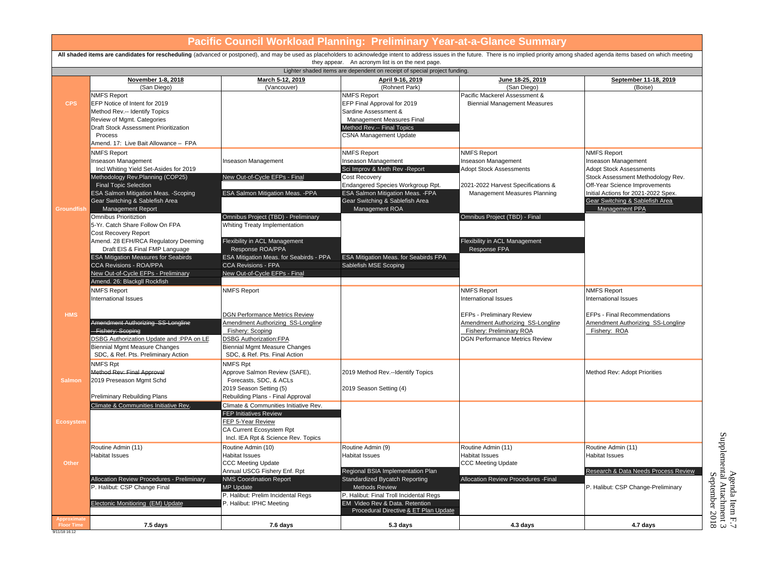# Pacific Council Workload Planning: Preliminary Year-at-a-Glance Summary

**All shaded items are candidates for rescheduling** (advanced or postponed), and may be used as placeholders to acknowledge intent to address issues in the future. There is no implied priority among shaded agenda items based on which meeting they appear. An acronym list is on the next page.

Lighter shaded items are dependent on receipt of special project funding.

| | November 1-8, 2018 (San Diego) | March 5-12, 2019 (Vancouver) | April 9-16, 2019 (Rohnert Park) | June 18-25, 2019 (San Diego) | September 11-18, 2019 (Boise) |
|---|---|---|---|---|---|
| **CPS** | NMFS Report<br>EFP Notice of Intent for 2019<br>Method Rev.-- Identify Topics<br>Review of Mgmt. Categories<br>Draft Stock Assessment Prioritization Process<br>Amend. 17: Live Bait Allowance – FPA | | NMFS Report<br>EFP Final Approval for 2019<br>Sardine Assessment & Management Measures Final<br>Method Rev.-- Final Topics<br>CSNA Management Update | Pacific Mackerel Assessment & Biennial Management Measures | |
| **Groundfish** | NMFS Report<br>Inseason Management Incl Whiting Yield Set-Asides for 2019<br>Methodology Rev.Planning (COP25) Final Topic Selection<br>ESA Salmon Mitigation Meas. -Scoping<br>Gear Switching & Sablefish Area Management Report<br>Omnibus Prioritiztion<br>5-Yr. Catch Share Follow On FPA<br>Cost Recovery Report<br>Amend. 28 EFH/RCA Regulatory Deeming Draft EIS & Final FMP Language<br>ESA Mitigation Measures for Seabirds<br>CCA Revisions - ROA/PPA<br>New Out-of-Cycle EFPs - Preliminary<br>Amend. 26: Blackgll Rockfish | Inseason Management<br>New Out-of-Cycle EFPs - Final<br>ESA Salmon Mitigation Meas. -PPA<br>Omnibus Project (TBD) - Preliminary<br>Whiting Treaty Implementation<br>Flexibility in ACL Management Response ROA/PPA<br>ESA Mitigation Meas. for Seabirds - PPA<br>CCA Revisions - FPA<br>New Out-of-Cycle EFPs - Final | NMFS Report<br>Inseason Management<br>Sci Improv & Meth Rev -Report<br>Cost Recovery<br>Endangered Species Workgroup Rpt.<br>ESA Salmon Mitigation Meas. -FPA<br>Gear Switching & Sablefish Area Management ROA<br>ESA Mitigation Meas. for Seabirds FPA<br>Sablefish MSE Scoping | NMFS Report<br>Inseason Management<br>Adopt Stock Assessments<br>2021-2022 Harvest Specifications & Management Measures Planning<br>Omnibus Project (TBD) - Final<br>Flexibility in ACL Management Response FPA | NMFS Report<br>Inseason Management<br>Adopt Stock Assessments<br>Stock Assessment Methodology Rev.<br>Off-Year Science Improvements<br>Initial Actions for 2021-2022 Spex.<br>Gear Switching & Sablefish Area Management PPA |
| **HMS** | NMFS Report<br>International Issues<br>~~Amendment Authorizing SS-Longline Fishery: Scoping~~<br>DSBG Authorization Update and :PPA on LE<br>Biennial Mgmt Measure Changes SDC, & Ref. Pts. Preliminary Action | NMFS Report<br>DGN Performance Metrics Review<br>Amendment Authorizing SS-Longline Fishery: Scoping<br>DSBG Authorization:FPA<br>Biennial Mgmt Measure Changes SDC, & Ref. Pts. Final Action | | NMFS Report<br>International Issues<br>EFPs - Preliminary Review<br>Amendment Authorizing SS-Longline Fishery: Preliminary ROA<br>DGN Performance Metrics Review | NMFS Report<br>International Issues<br>EFPs - Final Recommendations<br>Amendment Authorizing SS-Longline Fishery: ROA |
| **Salmon** | NMFS Rpt<br>~~Method Rev: Final Approval~~<br>2019 Preseason Mgmt Schd<br>Preliminary Rebuilding Plans | NMFS Rpt<br>Approve Salmon Review (SAFE), Forecasts, SDC, & ACLs<br>2019 Season Setting (5)<br>Rebuilding Plans - Final Approval | 2019 Method Rev.--Identify Topics<br>2019 Season Setting (4) | | Method Rev: Adopt Priorities |
| **Ecosystem** | Climate & Communities Initiative Rev. | Climate & Communities Initiative Rev.<br>FEP Initiatives Review<br>FEP 5-Year Review<br>CA Current Ecosystem Rpt Incl. IEA Rpt & Science Rev. Topics | | | |
| **Other** | Routine Admin (11)<br>Habitat Issues<br>Allocation Review Procedures - Preliminary<br>P. Halibut: CSP Change Final<br>Electonic Monitoring (EM) Update | Routine Admin (10)<br>Habitat Issues<br>CCC Meeting Update<br>Annual USCG Fishery Enf. Rpt<br>NMS Coordination Report<br>MP Update<br>P. Halibut: Prelim Incidental Regs<br>P. Halibut: IPHC Meeting | Routine Admin (9)<br>Habitat Issues<br>Regional BSIA Implementation Plan<br>Standardized Bycatch Reporting Methods Review<br>P. Halibut: Final Troll Incidental Regs<br>EM Video Rev & Data. Retention Procedural Directive & ET Plan Update | Routine Admin (11)<br>Habitat Issues<br>CCC Meeting Update<br>Allocation Review Procedures -Final | Routine Admin (11)<br>Habitat Issues<br>Research & Data Needs Process Review<br>P. Halibut: CSP Change-Preliminary |
| **Approximate Floor Time** | **7.5 days** | **7.6 days** | **5.3 days** | **4.3 days** | **4.7 days** |

9/11/18 16:12

Agenda Item F.7
Supplemental Attachment 3
September 2018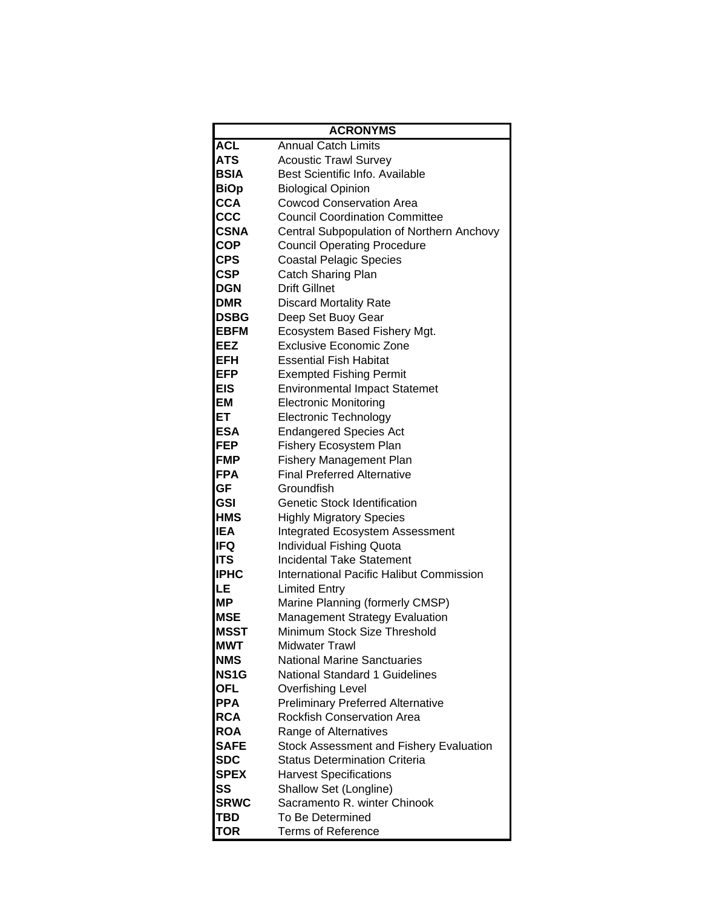| ACRONYMS | |
|---|---|
| **ACL** | Annual Catch Limits |
| **ATS** | Acoustic Trawl Survey |
| **BSIA** | Best Scientific Info. Available |
| **BiOp** | Biological Opinion |
| **CCA** | Cowcod Conservation Area |
| **CCC** | Council Coordination Committee |
| **CSNA** | Central Subpopulation of Northern Anchovy |
| **COP** | Council Operating Procedure |
| **CPS** | Coastal Pelagic Species |
| **CSP** | Catch Sharing Plan |
| **DGN** | Drift Gillnet |
| **DMR** | Discard Mortality Rate |
| **DSBG** | Deep Set Buoy Gear |
| **EBFM** | Ecosystem Based Fishery Mgt. |
| **EEZ** | Exclusive Economic Zone |
| **EFH** | Essential Fish Habitat |
| **EFP** | Exempted Fishing Permit |
| **EIS** | Environmental Impact Statemet |
| **EM** | Electronic Monitoring |
| **ET** | Electronic Technology |
| **ESA** | Endangered Species Act |
| **FEP** | Fishery Ecosystem Plan |
| **FMP** | Fishery Management Plan |
| **FPA** | Final Preferred Alternative |
| **GF** | Groundfish |
| **GSI** | Genetic Stock Identification |
| **HMS** | Highly Migratory Species |
| **IEA** | Integrated Ecosystem Assessment |
| **IFQ** | Individual Fishing Quota |
| **ITS** | Incidental Take Statement |
| **IPHC** | International Pacific Halibut Commission |
| **LE** | Limited Entry |
| **MP** | Marine Planning (formerly CMSP) |
| **MSE** | Management Strategy Evaluation |
| **MSST** | Minimum Stock Size Threshold |
| **MWT** | Midwater Trawl |
| **NMS** | National Marine Sanctuaries |
| **NS1G** | National Standard 1 Guidelines |
| **OFL** | Overfishing Level |
| **PPA** | Preliminary Preferred Alternative |
| **RCA** | Rockfish Conservation Area |
| **ROA** | Range of Alternatives |
| **SAFE** | Stock Assessment and Fishery Evaluation |
| **SDC** | Status Determination Criteria |
| **SPEX** | Harvest Specifications |
| **SS** | Shallow Set (Longline) |
| **SRWC** | Sacramento R. winter Chinook |
| **TBD** | To Be Determined |
| **TOR** | Terms of Reference |